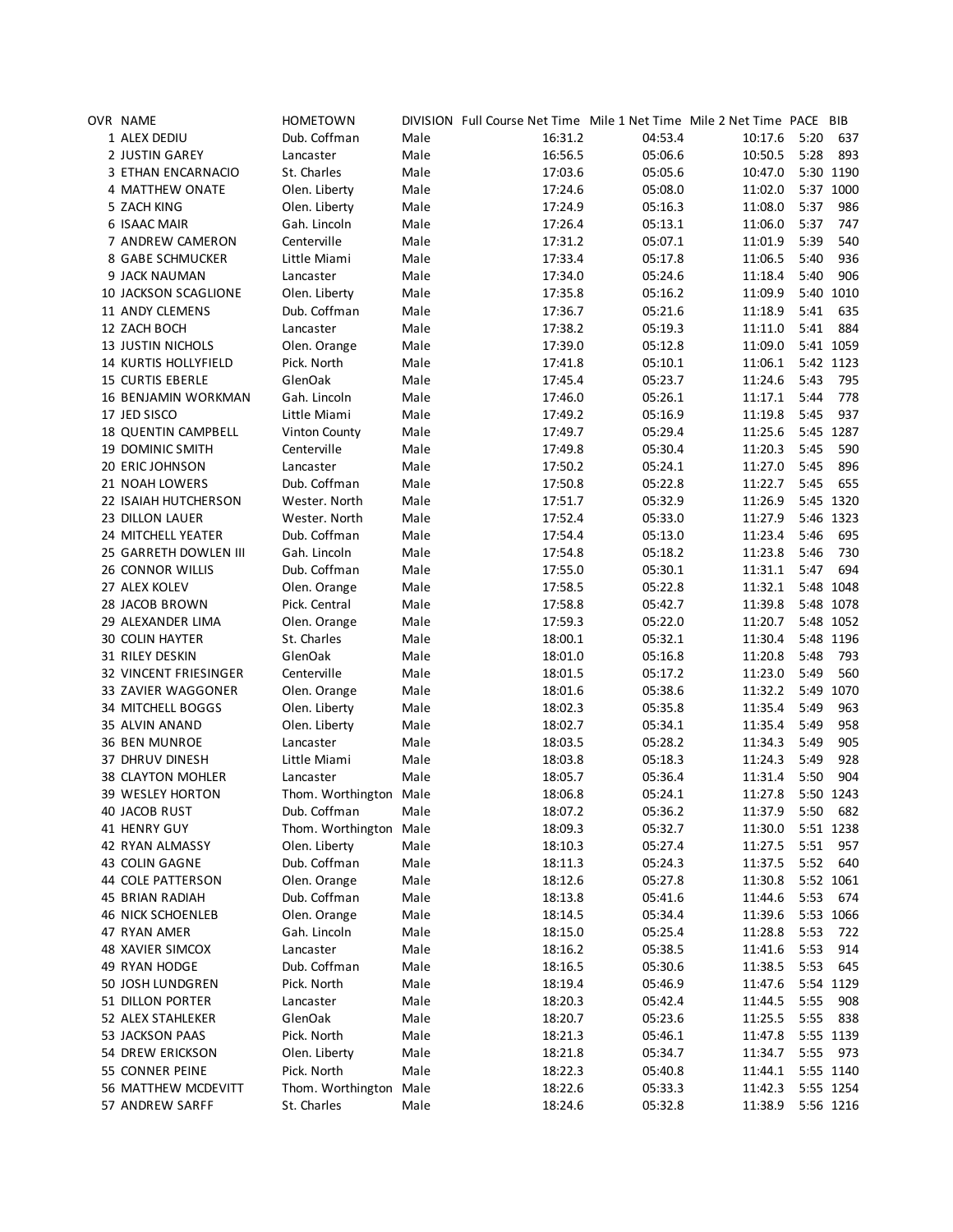| OVR | NAME | HOMETOWN | DIVISION | Full Course Net Time | Mile 1 Net Time | Mile 2 Net Time | PACE | BIB |
|---|---|---|---|---|---|---|---|---|
| 1 | ALEX DEDIU | Dub. Coffman | Male | 16:31.2 | 04:53.4 | 10:17.6 | 5:20 | 637 |
| 2 | JUSTIN GAREY | Lancaster | Male | 16:56.5 | 05:06.6 | 10:50.5 | 5:28 | 893 |
| 3 | ETHAN ENCARNACIO | St. Charles | Male | 17:03.6 | 05:05.6 | 10:47.0 | 5:30 | 1190 |
| 4 | MATTHEW ONATE | Olen. Liberty | Male | 17:24.6 | 05:08.0 | 11:02.0 | 5:37 | 1000 |
| 5 | ZACH KING | Olen. Liberty | Male | 17:24.9 | 05:16.3 | 11:08.0 | 5:37 | 986 |
| 6 | ISAAC MAIR | Gah. Lincoln | Male | 17:26.4 | 05:13.1 | 11:06.0 | 5:37 | 747 |
| 7 | ANDREW CAMERON | Centerville | Male | 17:31.2 | 05:07.1 | 11:01.9 | 5:39 | 540 |
| 8 | GABE SCHMUCKER | Little Miami | Male | 17:33.4 | 05:17.8 | 11:06.5 | 5:40 | 936 |
| 9 | JACK NAUMAN | Lancaster | Male | 17:34.0 | 05:24.6 | 11:18.4 | 5:40 | 906 |
| 10 | JACKSON SCAGLIONE | Olen. Liberty | Male | 17:35.8 | 05:16.2 | 11:09.9 | 5:40 | 1010 |
| 11 | ANDY CLEMENS | Dub. Coffman | Male | 17:36.7 | 05:21.6 | 11:18.9 | 5:41 | 635 |
| 12 | ZACH BOCH | Lancaster | Male | 17:38.2 | 05:19.3 | 11:11.0 | 5:41 | 884 |
| 13 | JUSTIN NICHOLS | Olen. Orange | Male | 17:39.0 | 05:12.8 | 11:09.0 | 5:41 | 1059 |
| 14 | KURTIS HOLLYFIELD | Pick. North | Male | 17:41.8 | 05:10.1 | 11:06.1 | 5:42 | 1123 |
| 15 | CURTIS EBERLE | GlenOak | Male | 17:45.4 | 05:23.7 | 11:24.6 | 5:43 | 795 |
| 16 | BENJAMIN WORKMAN | Gah. Lincoln | Male | 17:46.0 | 05:26.1 | 11:17.1 | 5:44 | 778 |
| 17 | JED SISCO | Little Miami | Male | 17:49.2 | 05:16.9 | 11:19.8 | 5:45 | 937 |
| 18 | QUENTIN CAMPBELL | Vinton County | Male | 17:49.7 | 05:29.4 | 11:25.6 | 5:45 | 1287 |
| 19 | DOMINIC SMITH | Centerville | Male | 17:49.8 | 05:30.4 | 11:20.3 | 5:45 | 590 |
| 20 | ERIC JOHNSON | Lancaster | Male | 17:50.2 | 05:24.1 | 11:27.0 | 5:45 | 896 |
| 21 | NOAH LOWERS | Dub. Coffman | Male | 17:50.8 | 05:22.8 | 11:22.7 | 5:45 | 655 |
| 22 | ISAIAH HUTCHERSON | Wester. North | Male | 17:51.7 | 05:32.9 | 11:26.9 | 5:45 | 1320 |
| 23 | DILLON LAUER | Wester. North | Male | 17:52.4 | 05:33.0 | 11:27.9 | 5:46 | 1323 |
| 24 | MITCHELL YEATER | Dub. Coffman | Male | 17:54.4 | 05:13.0 | 11:23.4 | 5:46 | 695 |
| 25 | GARRETH DOWLEN III | Gah. Lincoln | Male | 17:54.8 | 05:18.2 | 11:23.8 | 5:46 | 730 |
| 26 | CONNOR WILLIS | Dub. Coffman | Male | 17:55.0 | 05:30.1 | 11:31.1 | 5:47 | 694 |
| 27 | ALEX KOLEV | Olen. Orange | Male | 17:58.5 | 05:22.8 | 11:32.1 | 5:48 | 1048 |
| 28 | JACOB BROWN | Pick. Central | Male | 17:58.8 | 05:42.7 | 11:39.8 | 5:48 | 1078 |
| 29 | ALEXANDER LIMA | Olen. Orange | Male | 17:59.3 | 05:22.0 | 11:20.7 | 5:48 | 1052 |
| 30 | COLIN HAYTER | St. Charles | Male | 18:00.1 | 05:32.1 | 11:30.4 | 5:48 | 1196 |
| 31 | RILEY DESKIN | GlenOak | Male | 18:01.0 | 05:16.8 | 11:20.8 | 5:48 | 793 |
| 32 | VINCENT FRIESINGER | Centerville | Male | 18:01.5 | 05:17.2 | 11:23.0 | 5:49 | 560 |
| 33 | ZAVIER WAGGONER | Olen. Orange | Male | 18:01.6 | 05:38.6 | 11:32.2 | 5:49 | 1070 |
| 34 | MITCHELL BOGGS | Olen. Liberty | Male | 18:02.3 | 05:35.8 | 11:35.4 | 5:49 | 963 |
| 35 | ALVIN ANAND | Olen. Liberty | Male | 18:02.7 | 05:34.1 | 11:35.4 | 5:49 | 958 |
| 36 | BEN MUNROE | Lancaster | Male | 18:03.5 | 05:28.2 | 11:34.3 | 5:49 | 905 |
| 37 | DHRUV DINESH | Little Miami | Male | 18:03.8 | 05:18.3 | 11:24.3 | 5:49 | 928 |
| 38 | CLAYTON MOHLER | Lancaster | Male | 18:05.7 | 05:36.4 | 11:31.4 | 5:50 | 904 |
| 39 | WESLEY HORTON | Thom. Worthington | Male | 18:06.8 | 05:24.1 | 11:27.8 | 5:50 | 1243 |
| 40 | JACOB RUST | Dub. Coffman | Male | 18:07.2 | 05:36.2 | 11:37.9 | 5:50 | 682 |
| 41 | HENRY GUY | Thom. Worthington | Male | 18:09.3 | 05:32.7 | 11:30.0 | 5:51 | 1238 |
| 42 | RYAN ALMASSY | Olen. Liberty | Male | 18:10.3 | 05:27.4 | 11:27.5 | 5:51 | 957 |
| 43 | COLIN GAGNE | Dub. Coffman | Male | 18:11.3 | 05:24.3 | 11:37.5 | 5:52 | 640 |
| 44 | COLE PATTERSON | Olen. Orange | Male | 18:12.6 | 05:27.8 | 11:30.8 | 5:52 | 1061 |
| 45 | BRIAN RADIAH | Dub. Coffman | Male | 18:13.8 | 05:41.6 | 11:44.6 | 5:53 | 674 |
| 46 | NICK SCHOENLEB | Olen. Orange | Male | 18:14.5 | 05:34.4 | 11:39.6 | 5:53 | 1066 |
| 47 | RYAN AMER | Gah. Lincoln | Male | 18:15.0 | 05:25.4 | 11:28.8 | 5:53 | 722 |
| 48 | XAVIER SIMCOX | Lancaster | Male | 18:16.2 | 05:38.5 | 11:41.6 | 5:53 | 914 |
| 49 | RYAN HODGE | Dub. Coffman | Male | 18:16.5 | 05:30.6 | 11:38.5 | 5:53 | 645 |
| 50 | JOSH LUNDGREN | Pick. North | Male | 18:19.4 | 05:46.9 | 11:47.6 | 5:54 | 1129 |
| 51 | DILLON PORTER | Lancaster | Male | 18:20.3 | 05:42.4 | 11:44.5 | 5:55 | 908 |
| 52 | ALEX STAHLEKER | GlenOak | Male | 18:20.7 | 05:23.6 | 11:25.5 | 5:55 | 838 |
| 53 | JACKSON PAAS | Pick. North | Male | 18:21.3 | 05:46.1 | 11:47.8 | 5:55 | 1139 |
| 54 | DREW ERICKSON | Olen. Liberty | Male | 18:21.8 | 05:34.7 | 11:34.7 | 5:55 | 973 |
| 55 | CONNER PEINE | Pick. North | Male | 18:22.3 | 05:40.8 | 11:44.1 | 5:55 | 1140 |
| 56 | MATTHEW MCDEVITT | Thom. Worthington | Male | 18:22.6 | 05:33.3 | 11:42.3 | 5:55 | 1254 |
| 57 | ANDREW SARFF | St. Charles | Male | 18:24.6 | 05:32.8 | 11:38.9 | 5:56 | 1216 |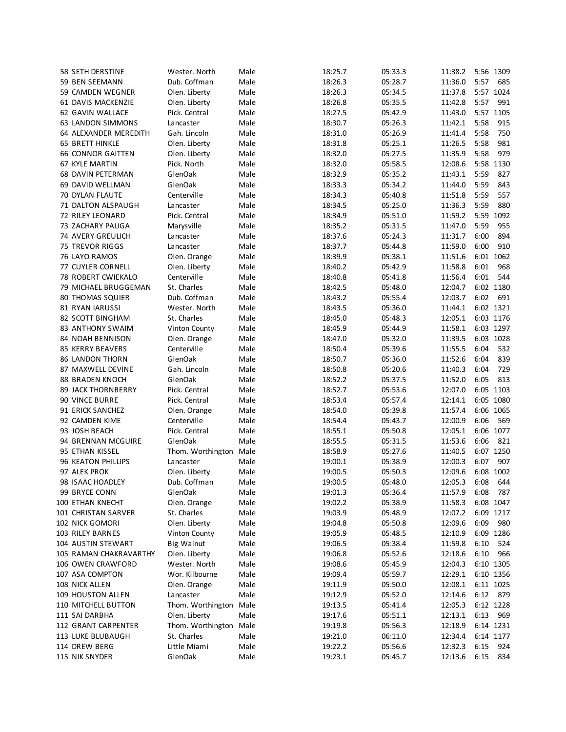| Place | Name | School | Gender | Time | Split 1 | Split 2 | Pace | Bib |
|---|---|---|---|---|---|---|---|---|
| 58 | SETH DERSTINE | Wester. North | Male | 18:25.7 | 05:33.3 | 11:38.2 | 5:56 | 1309 |
| 59 | BEN SEEMANN | Dub. Coffman | Male | 18:26.3 | 05:28.7 | 11:36.0 | 5:57 | 685 |
| 59 | CAMDEN WEGNER | Olen. Liberty | Male | 18:26.3 | 05:34.5 | 11:37.8 | 5:57 | 1024 |
| 61 | DAVIS MACKENZIE | Olen. Liberty | Male | 18:26.8 | 05:35.5 | 11:42.8 | 5:57 | 991 |
| 62 | GAVIN WALLACE | Pick. Central | Male | 18:27.5 | 05:42.9 | 11:43.0 | 5:57 | 1105 |
| 63 | LANDON SIMMONS | Lancaster | Male | 18:30.7 | 05:26.3 | 11:42.1 | 5:58 | 915 |
| 64 | ALEXANDER MEREDITH | Gah. Lincoln | Male | 18:31.0 | 05:26.9 | 11:41.4 | 5:58 | 750 |
| 65 | BRETT HINKLE | Olen. Liberty | Male | 18:31.8 | 05:25.1 | 11:26.5 | 5:58 | 981 |
| 66 | CONNOR GAITTEN | Olen. Liberty | Male | 18:32.0 | 05:27.5 | 11:35.9 | 5:58 | 979 |
| 67 | KYLE MARTIN | Pick. North | Male | 18:32.0 | 05:58.5 | 12:08.6 | 5:58 | 1130 |
| 68 | DAVIN PETERMAN | GlenOak | Male | 18:32.9 | 05:35.2 | 11:43.1 | 5:59 | 827 |
| 69 | DAVID WELLMAN | GlenOak | Male | 18:33.3 | 05:34.2 | 11:44.0 | 5:59 | 843 |
| 70 | DYLAN FLAUTE | Centerville | Male | 18:34.3 | 05:40.8 | 11:51.8 | 5:59 | 557 |
| 71 | DALTON ALSPAUGH | Lancaster | Male | 18:34.5 | 05:25.0 | 11:36.3 | 5:59 | 880 |
| 72 | RILEY LEONARD | Pick. Central | Male | 18:34.9 | 05:51.0 | 11:59.2 | 5:59 | 1092 |
| 73 | ZACHARY PALIGA | Marysville | Male | 18:35.2 | 05:31.5 | 11:47.0 | 5:59 | 955 |
| 74 | AVERY GREULICH | Lancaster | Male | 18:37.6 | 05:24.3 | 11:31.7 | 6:00 | 894 |
| 75 | TREVOR RIGGS | Lancaster | Male | 18:37.7 | 05:44.8 | 11:59.0 | 6:00 | 910 |
| 76 | LAYO RAMOS | Olen. Orange | Male | 18:39.9 | 05:38.1 | 11:51.6 | 6:01 | 1062 |
| 77 | CUYLER CORNELL | Olen. Liberty | Male | 18:40.2 | 05:42.9 | 11:58.8 | 6:01 | 968 |
| 78 | ROBERT CWIEKALO | Centerville | Male | 18:40.8 | 05:41.8 | 11:56.4 | 6:01 | 544 |
| 79 | MICHAEL BRUGGEMAN | St. Charles | Male | 18:42.5 | 05:48.0 | 12:04.7 | 6:02 | 1180 |
| 80 | THOMAS SQUIER | Dub. Coffman | Male | 18:43.2 | 05:55.4 | 12:03.7 | 6:02 | 691 |
| 81 | RYAN IARUSSI | Wester. North | Male | 18:43.5 | 05:36.0 | 11:44.1 | 6:02 | 1321 |
| 82 | SCOTT BINGHAM | St. Charles | Male | 18:45.0 | 05:48.3 | 12:05.1 | 6:03 | 1176 |
| 83 | ANTHONY SWAIM | Vinton County | Male | 18:45.9 | 05:44.9 | 11:58.1 | 6:03 | 1297 |
| 84 | NOAH BENNISON | Olen. Orange | Male | 18:47.0 | 05:32.0 | 11:39.5 | 6:03 | 1028 |
| 85 | KERRY BEAVERS | Centerville | Male | 18:50.4 | 05:39.6 | 11:55.5 | 6:04 | 532 |
| 86 | LANDON THORN | GlenOak | Male | 18:50.7 | 05:36.0 | 11:52.6 | 6:04 | 839 |
| 87 | MAXWELL DEVINE | Gah. Lincoln | Male | 18:50.8 | 05:20.6 | 11:40.3 | 6:04 | 729 |
| 88 | BRADEN KNOCH | GlenOak | Male | 18:52.2 | 05:37.5 | 11:52.0 | 6:05 | 813 |
| 89 | JACK THORNBERRY | Pick. Central | Male | 18:52.7 | 05:53.6 | 12:07.0 | 6:05 | 1103 |
| 90 | VINCE BURRE | Pick. Central | Male | 18:53.4 | 05:57.4 | 12:14.1 | 6:05 | 1080 |
| 91 | ERICK SANCHEZ | Olen. Orange | Male | 18:54.0 | 05:39.8 | 11:57.4 | 6:06 | 1065 |
| 92 | CAMDEN KIME | Centerville | Male | 18:54.4 | 05:43.7 | 12:00.9 | 6:06 | 569 |
| 93 | JOSH BEACH | Pick. Central | Male | 18:55.1 | 05:50.8 | 12:05.1 | 6:06 | 1077 |
| 94 | BRENNAN MCGUIRE | GlenOak | Male | 18:55.5 | 05:31.5 | 11:53.6 | 6:06 | 821 |
| 95 | ETHAN KISSEL | Thom. Worthington | Male | 18:58.9 | 05:27.6 | 11:40.5 | 6:07 | 1250 |
| 96 | KEATON PHILLIPS | Lancaster | Male | 19:00.1 | 05:38.9 | 12:00.3 | 6:07 | 907 |
| 97 | ALEK PROK | Olen. Liberty | Male | 19:00.5 | 05:50.3 | 12:09.6 | 6:08 | 1002 |
| 98 | ISAAC HOADLEY | Dub. Coffman | Male | 19:00.5 | 05:48.0 | 12:05.3 | 6:08 | 644 |
| 99 | BRYCE CONN | GlenOak | Male | 19:01.3 | 05:36.4 | 11:57.9 | 6:08 | 787 |
| 100 | ETHAN KNECHT | Olen. Orange | Male | 19:02.2 | 05:38.9 | 11:58.3 | 6:08 | 1047 |
| 101 | CHRISTAN SARVER | St. Charles | Male | 19:03.9 | 05:48.9 | 12:07.2 | 6:09 | 1217 |
| 102 | NICK GOMORI | Olen. Liberty | Male | 19:04.8 | 05:50.8 | 12:09.6 | 6:09 | 980 |
| 103 | RILEY BARNES | Vinton County | Male | 19:05.9 | 05:48.5 | 12:10.9 | 6:09 | 1286 |
| 104 | AUSTIN STEWART | Big Walnut | Male | 19:06.5 | 05:38.4 | 11:59.8 | 6:10 | 524 |
| 105 | RAMAN CHAKRAVARTHY | Olen. Liberty | Male | 19:06.8 | 05:52.6 | 12:18.6 | 6:10 | 966 |
| 106 | OWEN CRAWFORD | Wester. North | Male | 19:08.6 | 05:45.9 | 12:04.3 | 6:10 | 1305 |
| 107 | ASA COMPTON | Wor. Kilbourne | Male | 19:09.4 | 05:59.7 | 12:29.1 | 6:10 | 1356 |
| 108 | NICK ALLEN | Olen. Orange | Male | 19:11.9 | 05:50.0 | 12:08.1 | 6:11 | 1025 |
| 109 | HOUSTON ALLEN | Lancaster | Male | 19:12.9 | 05:52.0 | 12:14.6 | 6:12 | 879 |
| 110 | MITCHELL BUTTON | Thom. Worthington | Male | 19:13.5 | 05:41.4 | 12:05.3 | 6:12 | 1228 |
| 111 | SAI DARBHA | Olen. Liberty | Male | 19:17.6 | 05:51.1 | 12:13.1 | 6:13 | 969 |
| 112 | GRANT CARPENTER | Thom. Worthington | Male | 19:19.8 | 05:56.3 | 12:18.9 | 6:14 | 1231 |
| 113 | LUKE BLUBAUGH | St. Charles | Male | 19:21.0 | 06:11.0 | 12:34.4 | 6:14 | 1177 |
| 114 | DREW BERG | Little Miami | Male | 19:22.2 | 05:56.6 | 12:32.3 | 6:15 | 924 |
| 115 | NIK SNYDER | GlenOak | Male | 19:23.1 | 05:45.7 | 12:13.6 | 6:15 | 834 |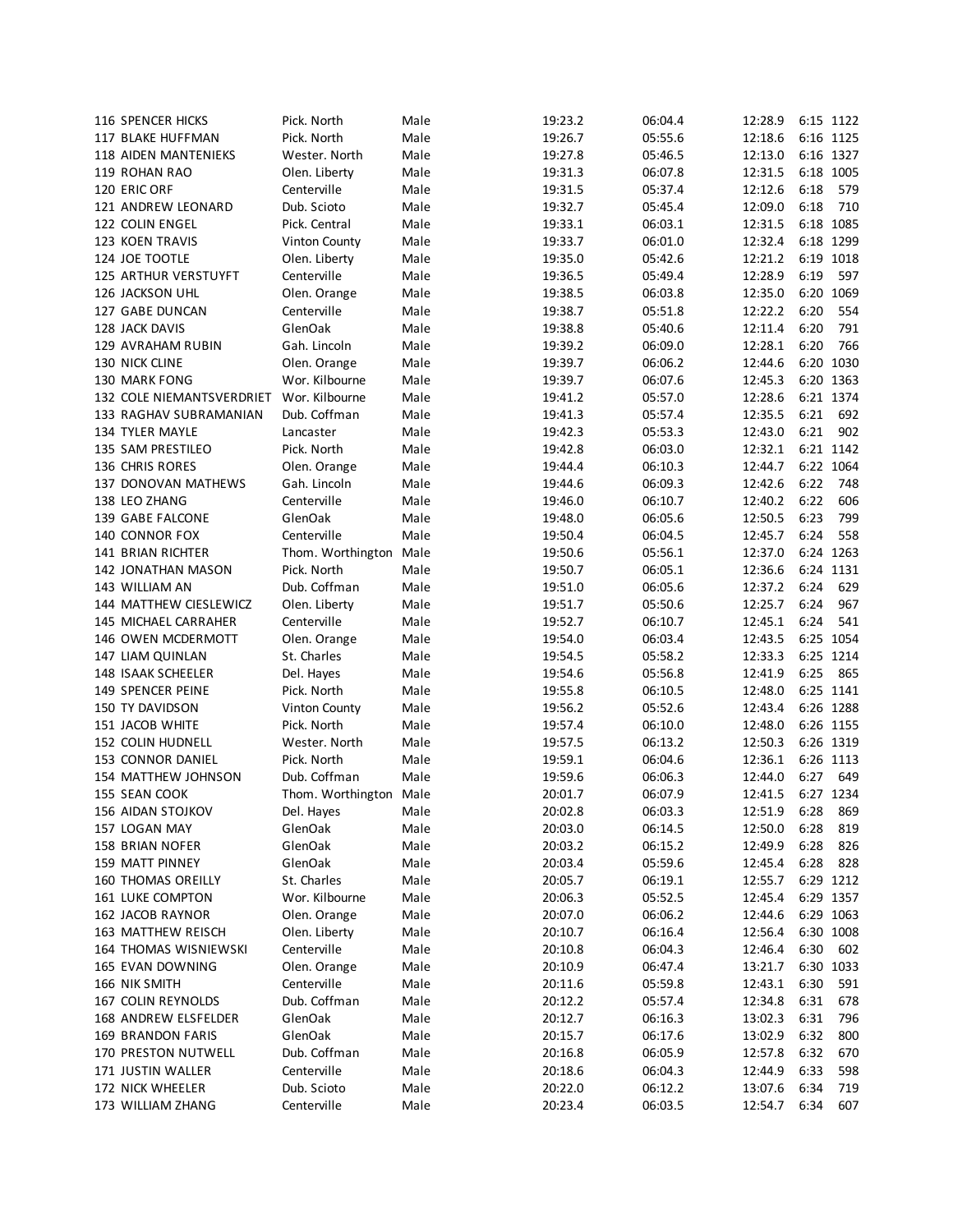| | | | | | | | |
|---|---|---|---|---|---|---|---|
| 116 | SPENCER HICKS | Pick. North | Male | 19:23.2 | 06:04.4 | 12:28.9 | 6:15 | 1122 |
| 117 | BLAKE HUFFMAN | Pick. North | Male | 19:26.7 | 05:55.6 | 12:18.6 | 6:16 | 1125 |
| 118 | AIDEN MANTENIEKS | Wester. North | Male | 19:27.8 | 05:46.5 | 12:13.0 | 6:16 | 1327 |
| 119 | ROHAN RAO | Olen. Liberty | Male | 19:31.3 | 06:07.8 | 12:31.5 | 6:18 | 1005 |
| 120 | ERIC ORF | Centerville | Male | 19:31.5 | 05:37.4 | 12:12.6 | 6:18 | 579 |
| 121 | ANDREW LEONARD | Dub. Scioto | Male | 19:32.7 | 05:45.4 | 12:09.0 | 6:18 | 710 |
| 122 | COLIN ENGEL | Pick. Central | Male | 19:33.1 | 06:03.1 | 12:31.5 | 6:18 | 1085 |
| 123 | KOEN TRAVIS | Vinton County | Male | 19:33.7 | 06:01.0 | 12:32.4 | 6:18 | 1299 |
| 124 | JOE TOOTLE | Olen. Liberty | Male | 19:35.0 | 05:42.6 | 12:21.2 | 6:19 | 1018 |
| 125 | ARTHUR VERSTUYFT | Centerville | Male | 19:36.5 | 05:49.4 | 12:28.9 | 6:19 | 597 |
| 126 | JACKSON UHL | Olen. Orange | Male | 19:38.5 | 06:03.8 | 12:35.0 | 6:20 | 1069 |
| 127 | GABE DUNCAN | Centerville | Male | 19:38.7 | 05:51.8 | 12:22.2 | 6:20 | 554 |
| 128 | JACK DAVIS | GlenOak | Male | 19:38.8 | 05:40.6 | 12:11.4 | 6:20 | 791 |
| 129 | AVRAHAM RUBIN | Gah. Lincoln | Male | 19:39.2 | 06:09.0 | 12:28.1 | 6:20 | 766 |
| 130 | NICK CLINE | Olen. Orange | Male | 19:39.7 | 06:06.2 | 12:44.6 | 6:20 | 1030 |
| 130 | MARK FONG | Wor. Kilbourne | Male | 19:39.7 | 06:07.6 | 12:45.3 | 6:20 | 1363 |
| 132 | COLE NIEMANTSVERDRIET | Wor. Kilbourne | Male | 19:41.2 | 05:57.0 | 12:28.6 | 6:21 | 1374 |
| 133 | RAGHAV SUBRAMANIAN | Dub. Coffman | Male | 19:41.3 | 05:57.4 | 12:35.5 | 6:21 | 692 |
| 134 | TYLER MAYLE | Lancaster | Male | 19:42.3 | 05:53.3 | 12:43.0 | 6:21 | 902 |
| 135 | SAM PRESTILEO | Pick. North | Male | 19:42.8 | 06:03.0 | 12:32.1 | 6:21 | 1142 |
| 136 | CHRIS RORES | Olen. Orange | Male | 19:44.4 | 06:10.3 | 12:44.7 | 6:22 | 1064 |
| 137 | DONOVAN MATHEWS | Gah. Lincoln | Male | 19:44.6 | 06:09.3 | 12:42.6 | 6:22 | 748 |
| 138 | LEO ZHANG | Centerville | Male | 19:46.0 | 06:10.7 | 12:40.2 | 6:22 | 606 |
| 139 | GABE FALCONE | GlenOak | Male | 19:48.0 | 06:05.6 | 12:50.5 | 6:23 | 799 |
| 140 | CONNOR FOX | Centerville | Male | 19:50.4 | 06:04.5 | 12:45.7 | 6:24 | 558 |
| 141 | BRIAN RICHTER | Thom. Worthington | Male | 19:50.6 | 05:56.1 | 12:37.0 | 6:24 | 1263 |
| 142 | JONATHAN MASON | Pick. North | Male | 19:50.7 | 06:05.1 | 12:36.6 | 6:24 | 1131 |
| 143 | WILLIAM AN | Dub. Coffman | Male | 19:51.0 | 06:05.6 | 12:37.2 | 6:24 | 629 |
| 144 | MATTHEW CIESLEWICZ | Olen. Liberty | Male | 19:51.7 | 05:50.6 | 12:25.7 | 6:24 | 967 |
| 145 | MICHAEL CARRAHER | Centerville | Male | 19:52.7 | 06:10.7 | 12:45.1 | 6:24 | 541 |
| 146 | OWEN MCDERMOTT | Olen. Orange | Male | 19:54.0 | 06:03.4 | 12:43.5 | 6:25 | 1054 |
| 147 | LIAM QUINLAN | St. Charles | Male | 19:54.5 | 05:58.2 | 12:33.3 | 6:25 | 1214 |
| 148 | ISAAK SCHEELER | Del. Hayes | Male | 19:54.6 | 05:56.8 | 12:41.9 | 6:25 | 865 |
| 149 | SPENCER PEINE | Pick. North | Male | 19:55.8 | 06:10.5 | 12:48.0 | 6:25 | 1141 |
| 150 | TY DAVIDSON | Vinton County | Male | 19:56.2 | 05:52.6 | 12:43.4 | 6:26 | 1288 |
| 151 | JACOB WHITE | Pick. North | Male | 19:57.4 | 06:10.0 | 12:48.0 | 6:26 | 1155 |
| 152 | COLIN HUDNELL | Wester. North | Male | 19:57.5 | 06:13.2 | 12:50.3 | 6:26 | 1319 |
| 153 | CONNOR DANIEL | Pick. North | Male | 19:59.1 | 06:04.6 | 12:36.1 | 6:26 | 1113 |
| 154 | MATTHEW JOHNSON | Dub. Coffman | Male | 19:59.6 | 06:06.3 | 12:44.0 | 6:27 | 649 |
| 155 | SEAN COOK | Thom. Worthington | Male | 20:01.7 | 06:07.9 | 12:41.5 | 6:27 | 1234 |
| 156 | AIDAN STOJKOV | Del. Hayes | Male | 20:02.8 | 06:03.3 | 12:51.9 | 6:28 | 869 |
| 157 | LOGAN MAY | GlenOak | Male | 20:03.0 | 06:14.5 | 12:50.0 | 6:28 | 819 |
| 158 | BRIAN NOFER | GlenOak | Male | 20:03.2 | 06:15.2 | 12:49.9 | 6:28 | 826 |
| 159 | MATT PINNEY | GlenOak | Male | 20:03.4 | 05:59.6 | 12:45.4 | 6:28 | 828 |
| 160 | THOMAS OREILLY | St. Charles | Male | 20:05.7 | 06:19.1 | 12:55.7 | 6:29 | 1212 |
| 161 | LUKE COMPTON | Wor. Kilbourne | Male | 20:06.3 | 05:52.5 | 12:45.4 | 6:29 | 1357 |
| 162 | JACOB RAYNOR | Olen. Orange | Male | 20:07.0 | 06:06.2 | 12:44.6 | 6:29 | 1063 |
| 163 | MATTHEW REISCH | Olen. Liberty | Male | 20:10.7 | 06:16.4 | 12:56.4 | 6:30 | 1008 |
| 164 | THOMAS WISNIEWSKI | Centerville | Male | 20:10.8 | 06:04.3 | 12:46.4 | 6:30 | 602 |
| 165 | EVAN DOWNING | Olen. Orange | Male | 20:10.9 | 06:47.4 | 13:21.7 | 6:30 | 1033 |
| 166 | NIK SMITH | Centerville | Male | 20:11.6 | 05:59.8 | 12:43.1 | 6:30 | 591 |
| 167 | COLIN REYNOLDS | Dub. Coffman | Male | 20:12.2 | 05:57.4 | 12:34.8 | 6:31 | 678 |
| 168 | ANDREW ELSFELDER | GlenOak | Male | 20:12.7 | 06:16.3 | 13:02.3 | 6:31 | 796 |
| 169 | BRANDON FARIS | GlenOak | Male | 20:15.7 | 06:17.6 | 13:02.9 | 6:32 | 800 |
| 170 | PRESTON NUTWELL | Dub. Coffman | Male | 20:16.8 | 06:05.9 | 12:57.8 | 6:32 | 670 |
| 171 | JUSTIN WALLER | Centerville | Male | 20:18.6 | 06:04.3 | 12:44.9 | 6:33 | 598 |
| 172 | NICK WHEELER | Dub. Scioto | Male | 20:22.0 | 06:12.2 | 13:07.6 | 6:34 | 719 |
| 173 | WILLIAM ZHANG | Centerville | Male | 20:23.4 | 06:03.5 | 12:54.7 | 6:34 | 607 |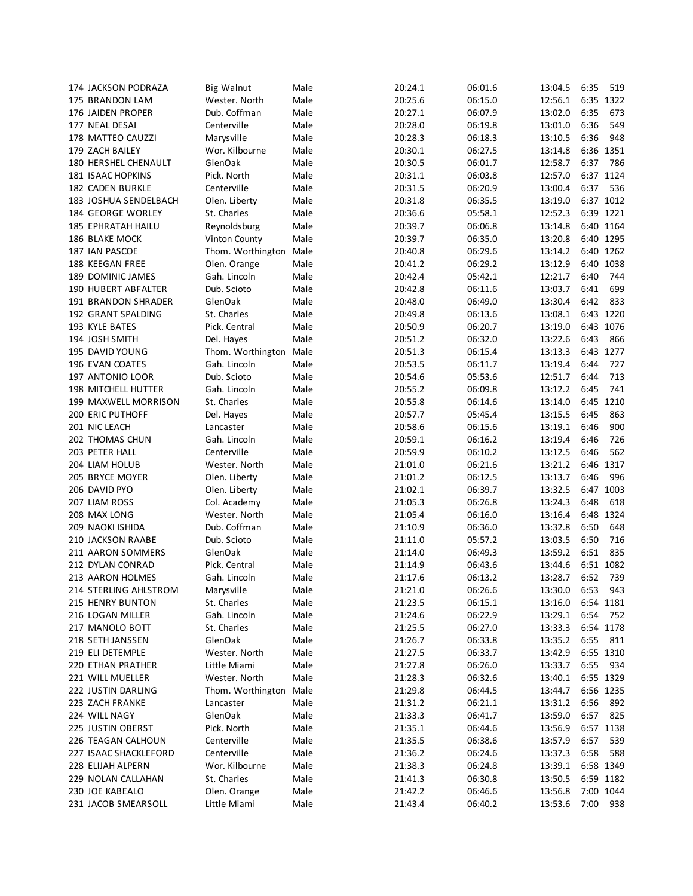| | | | | | | | |
|---|---|---|---|---|---|---|---|
| 174 JACKSON PODRAZA | Big Walnut | Male | 20:24.1 | 06:01.6 | 13:04.5 | 6:35 | 519 |
| 175 BRANDON LAM | Wester. North | Male | 20:25.6 | 06:15.0 | 12:56.1 | 6:35 | 1322 |
| 176 JAIDEN PROPER | Dub. Coffman | Male | 20:27.1 | 06:07.9 | 13:02.0 | 6:35 | 673 |
| 177 NEAL DESAI | Centerville | Male | 20:28.0 | 06:19.8 | 13:01.0 | 6:36 | 549 |
| 178 MATTEO CAUZZI | Marysville | Male | 20:28.3 | 06:18.3 | 13:10.5 | 6:36 | 948 |
| 179 ZACH BAILEY | Wor. Kilbourne | Male | 20:30.1 | 06:27.5 | 13:14.8 | 6:36 | 1351 |
| 180 HERSHEL CHENAULT | GlenOak | Male | 20:30.5 | 06:01.7 | 12:58.7 | 6:37 | 786 |
| 181 ISAAC HOPKINS | Pick. North | Male | 20:31.1 | 06:03.8 | 12:57.0 | 6:37 | 1124 |
| 182 CADEN BURKLE | Centerville | Male | 20:31.5 | 06:20.9 | 13:00.4 | 6:37 | 536 |
| 183 JOSHUA SENDELBACH | Olen. Liberty | Male | 20:31.8 | 06:35.5 | 13:19.0 | 6:37 | 1012 |
| 184 GEORGE WORLEY | St. Charles | Male | 20:36.6 | 05:58.1 | 12:52.3 | 6:39 | 1221 |
| 185 EPHRATAH HAILU | Reynoldsburg | Male | 20:39.7 | 06:06.8 | 13:14.8 | 6:40 | 1164 |
| 186 BLAKE MOCK | Vinton County | Male | 20:39.7 | 06:35.0 | 13:20.8 | 6:40 | 1295 |
| 187 IAN PASCOE | Thom. Worthington | Male | 20:40.8 | 06:29.6 | 13:14.2 | 6:40 | 1262 |
| 188 KEEGAN FREE | Olen. Orange | Male | 20:41.2 | 06:29.2 | 13:12.9 | 6:40 | 1038 |
| 189 DOMINIC JAMES | Gah. Lincoln | Male | 20:42.4 | 05:42.1 | 12:21.7 | 6:40 | 744 |
| 190 HUBERT ABFALTER | Dub. Scioto | Male | 20:42.8 | 06:11.6 | 13:03.7 | 6:41 | 699 |
| 191 BRANDON SHRADER | GlenOak | Male | 20:48.0 | 06:49.0 | 13:30.4 | 6:42 | 833 |
| 192 GRANT SPALDING | St. Charles | Male | 20:49.8 | 06:13.6 | 13:08.1 | 6:43 | 1220 |
| 193 KYLE BATES | Pick. Central | Male | 20:50.9 | 06:20.7 | 13:19.0 | 6:43 | 1076 |
| 194 JOSH SMITH | Del. Hayes | Male | 20:51.2 | 06:32.0 | 13:22.6 | 6:43 | 866 |
| 195 DAVID YOUNG | Thom. Worthington | Male | 20:51.3 | 06:15.4 | 13:13.3 | 6:43 | 1277 |
| 196 EVAN COATES | Gah. Lincoln | Male | 20:53.5 | 06:11.7 | 13:19.4 | 6:44 | 727 |
| 197 ANTONIO LOOR | Dub. Scioto | Male | 20:54.6 | 05:53.6 | 12:51.7 | 6:44 | 713 |
| 198 MITCHELL HUTTER | Gah. Lincoln | Male | 20:55.2 | 06:09.8 | 13:12.2 | 6:45 | 741 |
| 199 MAXWELL MORRISON | St. Charles | Male | 20:55.8 | 06:14.6 | 13:14.0 | 6:45 | 1210 |
| 200 ERIC PUTHOFF | Del. Hayes | Male | 20:57.7 | 05:45.4 | 13:15.5 | 6:45 | 863 |
| 201 NIC LEACH | Lancaster | Male | 20:58.6 | 06:15.6 | 13:19.1 | 6:46 | 900 |
| 202 THOMAS CHUN | Gah. Lincoln | Male | 20:59.1 | 06:16.2 | 13:19.4 | 6:46 | 726 |
| 203 PETER HALL | Centerville | Male | 20:59.9 | 06:10.2 | 13:12.5 | 6:46 | 562 |
| 204 LIAM HOLUB | Wester. North | Male | 21:01.0 | 06:21.6 | 13:21.2 | 6:46 | 1317 |
| 205 BRYCE MOYER | Olen. Liberty | Male | 21:01.2 | 06:12.5 | 13:13.7 | 6:46 | 996 |
| 206 DAVID PYO | Olen. Liberty | Male | 21:02.1 | 06:39.7 | 13:32.5 | 6:47 | 1003 |
| 207 LIAM ROSS | Col. Academy | Male | 21:05.3 | 06:26.8 | 13:24.3 | 6:48 | 618 |
| 208 MAX LONG | Wester. North | Male | 21:05.4 | 06:16.0 | 13:16.4 | 6:48 | 1324 |
| 209 NAOKI ISHIDA | Dub. Coffman | Male | 21:10.9 | 06:36.0 | 13:32.8 | 6:50 | 648 |
| 210 JACKSON RAABE | Dub. Scioto | Male | 21:11.0 | 05:57.2 | 13:03.5 | 6:50 | 716 |
| 211 AARON SOMMERS | GlenOak | Male | 21:14.0 | 06:49.3 | 13:59.2 | 6:51 | 835 |
| 212 DYLAN CONRAD | Pick. Central | Male | 21:14.9 | 06:43.6 | 13:44.6 | 6:51 | 1082 |
| 213 AARON HOLMES | Gah. Lincoln | Male | 21:17.6 | 06:13.2 | 13:28.7 | 6:52 | 739 |
| 214 STERLING AHLSTROM | Marysville | Male | 21:21.0 | 06:26.6 | 13:30.0 | 6:53 | 943 |
| 215 HENRY BUNTON | St. Charles | Male | 21:23.5 | 06:15.1 | 13:16.0 | 6:54 | 1181 |
| 216 LOGAN MILLER | Gah. Lincoln | Male | 21:24.6 | 06:22.9 | 13:29.1 | 6:54 | 752 |
| 217 MANOLO BOTT | St. Charles | Male | 21:25.5 | 06:27.0 | 13:33.3 | 6:54 | 1178 |
| 218 SETH JANSSEN | GlenOak | Male | 21:26.7 | 06:33.8 | 13:35.2 | 6:55 | 811 |
| 219 ELI DETEMPLE | Wester. North | Male | 21:27.5 | 06:33.7 | 13:42.9 | 6:55 | 1310 |
| 220 ETHAN PRATHER | Little Miami | Male | 21:27.8 | 06:26.0 | 13:33.7 | 6:55 | 934 |
| 221 WILL MUELLER | Wester. North | Male | 21:28.3 | 06:32.6 | 13:40.1 | 6:55 | 1329 |
| 222 JUSTIN DARLING | Thom. Worthington | Male | 21:29.8 | 06:44.5 | 13:44.7 | 6:56 | 1235 |
| 223 ZACH FRANKE | Lancaster | Male | 21:31.2 | 06:21.1 | 13:31.2 | 6:56 | 892 |
| 224 WILL NAGY | GlenOak | Male | 21:33.3 | 06:41.7 | 13:59.0 | 6:57 | 825 |
| 225 JUSTIN OBERST | Pick. North | Male | 21:35.1 | 06:44.6 | 13:56.9 | 6:57 | 1138 |
| 226 TEAGAN CALHOUN | Centerville | Male | 21:35.5 | 06:38.6 | 13:57.9 | 6:57 | 539 |
| 227 ISAAC SHACKLEFORD | Centerville | Male | 21:36.2 | 06:24.6 | 13:37.3 | 6:58 | 588 |
| 228 ELIJAH ALPERN | Wor. Kilbourne | Male | 21:38.3 | 06:24.8 | 13:39.1 | 6:58 | 1349 |
| 229 NOLAN CALLAHAN | St. Charles | Male | 21:41.3 | 06:30.8 | 13:50.5 | 6:59 | 1182 |
| 230 JOE KABEALO | Olen. Orange | Male | 21:42.2 | 06:46.6 | 13:56.8 | 7:00 | 1044 |
| 231 JACOB SMEARSOLL | Little Miami | Male | 21:43.4 | 06:40.2 | 13:53.6 | 7:00 | 938 |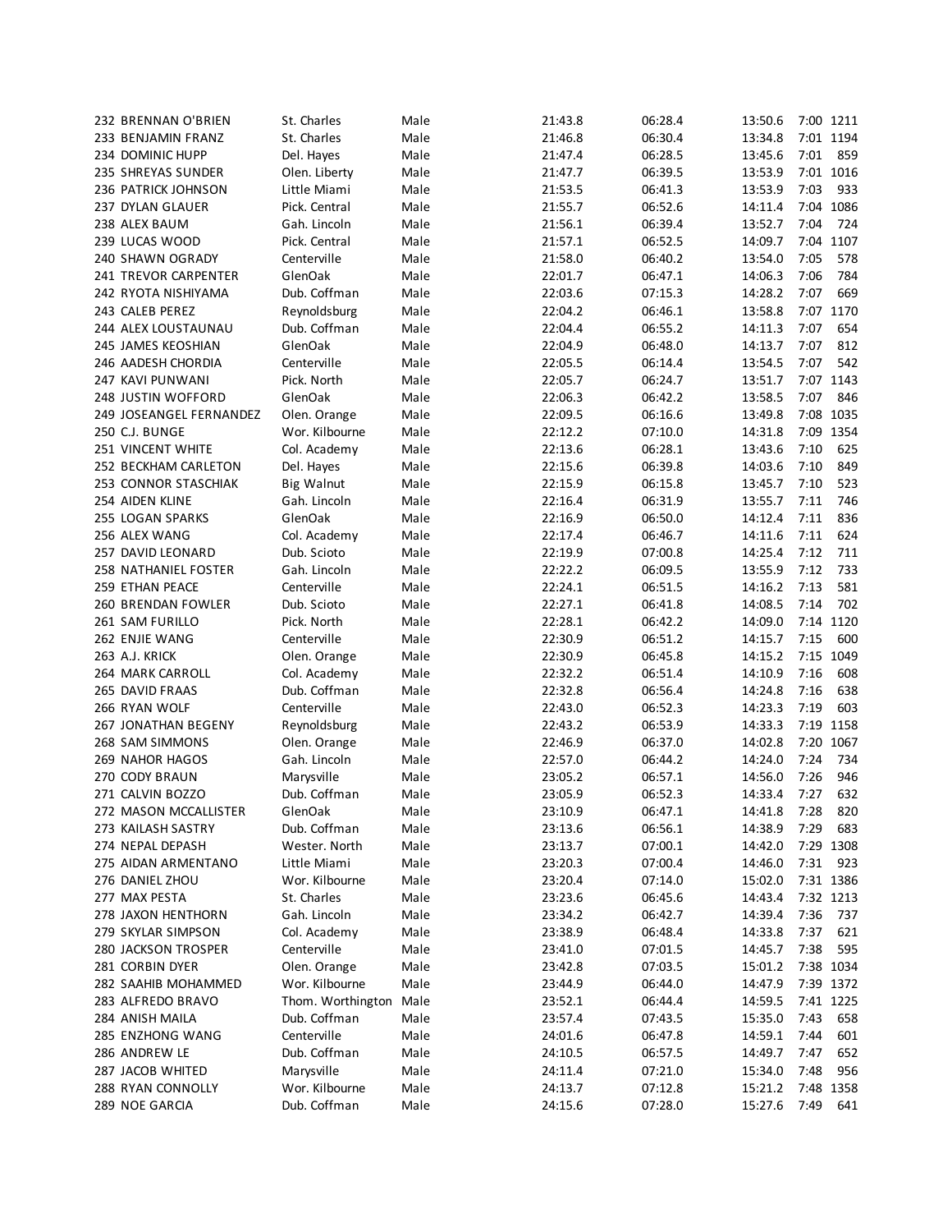| Place | Name | School | Gender | Time | Split 1 | Split 2 | Pace | Bib |
|---|---|---|---|---|---|---|---|---|
| 232 | BRENNAN O'BRIEN | St. Charles | Male | 21:43.8 | 06:28.4 | 13:50.6 | 7:00 | 1211 |
| 233 | BENJAMIN FRANZ | St. Charles | Male | 21:46.8 | 06:30.4 | 13:34.8 | 7:01 | 1194 |
| 234 | DOMINIC HUPP | Del. Hayes | Male | 21:47.4 | 06:28.5 | 13:45.6 | 7:01 | 859 |
| 235 | SHREYAS SUNDER | Olen. Liberty | Male | 21:47.7 | 06:39.5 | 13:53.9 | 7:01 | 1016 |
| 236 | PATRICK JOHNSON | Little Miami | Male | 21:53.5 | 06:41.3 | 13:53.9 | 7:03 | 933 |
| 237 | DYLAN GLAUER | Pick. Central | Male | 21:55.7 | 06:52.6 | 14:11.4 | 7:04 | 1086 |
| 238 | ALEX BAUM | Gah. Lincoln | Male | 21:56.1 | 06:39.4 | 13:52.7 | 7:04 | 724 |
| 239 | LUCAS WOOD | Pick. Central | Male | 21:57.1 | 06:52.5 | 14:09.7 | 7:04 | 1107 |
| 240 | SHAWN OGRADY | Centerville | Male | 21:58.0 | 06:40.2 | 13:54.0 | 7:05 | 578 |
| 241 | TREVOR CARPENTER | GlenOak | Male | 22:01.7 | 06:47.1 | 14:06.3 | 7:06 | 784 |
| 242 | RYOTA NISHIYAMA | Dub. Coffman | Male | 22:03.6 | 07:15.3 | 14:28.2 | 7:07 | 669 |
| 243 | CALEB PEREZ | Reynoldsburg | Male | 22:04.2 | 06:46.1 | 13:58.8 | 7:07 | 1170 |
| 244 | ALEX LOUSTAUNAU | Dub. Coffman | Male | 22:04.4 | 06:55.2 | 14:11.3 | 7:07 | 654 |
| 245 | JAMES KEOSHIAN | GlenOak | Male | 22:04.9 | 06:48.0 | 14:13.7 | 7:07 | 812 |
| 246 | AADESH CHORDIA | Centerville | Male | 22:05.5 | 06:14.4 | 13:54.5 | 7:07 | 542 |
| 247 | KAVI PUNWANI | Pick. North | Male | 22:05.7 | 06:24.7 | 13:51.7 | 7:07 | 1143 |
| 248 | JUSTIN WOFFORD | GlenOak | Male | 22:06.3 | 06:42.2 | 13:58.5 | 7:07 | 846 |
| 249 | JOSEANGEL FERNANDEZ | Olen. Orange | Male | 22:09.5 | 06:16.6 | 13:49.8 | 7:08 | 1035 |
| 250 | C.J. BUNGE | Wor. Kilbourne | Male | 22:12.2 | 07:10.0 | 14:31.8 | 7:09 | 1354 |
| 251 | VINCENT WHITE | Col. Academy | Male | 22:13.6 | 06:28.1 | 13:43.6 | 7:10 | 625 |
| 252 | BECKHAM CARLETON | Del. Hayes | Male | 22:15.6 | 06:39.8 | 14:03.6 | 7:10 | 849 |
| 253 | CONNOR STASCHIAK | Big Walnut | Male | 22:15.9 | 06:15.8 | 13:45.7 | 7:10 | 523 |
| 254 | AIDEN KLINE | Gah. Lincoln | Male | 22:16.4 | 06:31.9 | 13:55.7 | 7:11 | 746 |
| 255 | LOGAN SPARKS | GlenOak | Male | 22:16.9 | 06:50.0 | 14:12.4 | 7:11 | 836 |
| 256 | ALEX WANG | Col. Academy | Male | 22:17.4 | 06:46.7 | 14:11.6 | 7:11 | 624 |
| 257 | DAVID LEONARD | Dub. Scioto | Male | 22:19.9 | 07:00.8 | 14:25.4 | 7:12 | 711 |
| 258 | NATHANIEL FOSTER | Gah. Lincoln | Male | 22:22.2 | 06:09.5 | 13:55.9 | 7:12 | 733 |
| 259 | ETHAN PEACE | Centerville | Male | 22:24.1 | 06:51.5 | 14:16.2 | 7:13 | 581 |
| 260 | BRENDAN FOWLER | Dub. Scioto | Male | 22:27.1 | 06:41.8 | 14:08.5 | 7:14 | 702 |
| 261 | SAM FURILLO | Pick. North | Male | 22:28.1 | 06:42.2 | 14:09.0 | 7:14 | 1120 |
| 262 | ENJIE WANG | Centerville | Male | 22:30.9 | 06:51.2 | 14:15.7 | 7:15 | 600 |
| 263 | A.J. KRICK | Olen. Orange | Male | 22:30.9 | 06:45.8 | 14:15.2 | 7:15 | 1049 |
| 264 | MARK CARROLL | Col. Academy | Male | 22:32.2 | 06:51.4 | 14:10.9 | 7:16 | 608 |
| 265 | DAVID FRAAS | Dub. Coffman | Male | 22:32.8 | 06:56.4 | 14:24.8 | 7:16 | 638 |
| 266 | RYAN WOLF | Centerville | Male | 22:43.0 | 06:52.3 | 14:23.3 | 7:19 | 603 |
| 267 | JONATHAN BEGENY | Reynoldsburg | Male | 22:43.2 | 06:53.9 | 14:33.3 | 7:19 | 1158 |
| 268 | SAM SIMMONS | Olen. Orange | Male | 22:46.9 | 06:37.0 | 14:02.8 | 7:20 | 1067 |
| 269 | NAHOR HAGOS | Gah. Lincoln | Male | 22:57.0 | 06:44.2 | 14:24.0 | 7:24 | 734 |
| 270 | CODY BRAUN | Marysville | Male | 23:05.2 | 06:57.1 | 14:56.0 | 7:26 | 946 |
| 271 | CALVIN BOZZO | Dub. Coffman | Male | 23:05.9 | 06:52.3 | 14:33.4 | 7:27 | 632 |
| 272 | MASON MCCALLISTER | GlenOak | Male | 23:10.9 | 06:47.1 | 14:41.8 | 7:28 | 820 |
| 273 | KAILASH SASTRY | Dub. Coffman | Male | 23:13.6 | 06:56.1 | 14:38.9 | 7:29 | 683 |
| 274 | NEPAL DEPASH | Wester. North | Male | 23:13.7 | 07:00.1 | 14:42.0 | 7:29 | 1308 |
| 275 | AIDAN ARMENTANO | Little Miami | Male | 23:20.3 | 07:00.4 | 14:46.0 | 7:31 | 923 |
| 276 | DANIEL ZHOU | Wor. Kilbourne | Male | 23:20.4 | 07:14.0 | 15:02.0 | 7:31 | 1386 |
| 277 | MAX PESTA | St. Charles | Male | 23:23.6 | 06:45.6 | 14:43.4 | 7:32 | 1213 |
| 278 | JAXON HENTHORN | Gah. Lincoln | Male | 23:34.2 | 06:42.7 | 14:39.4 | 7:36 | 737 |
| 279 | SKYLAR SIMPSON | Col. Academy | Male | 23:38.9 | 06:48.4 | 14:33.8 | 7:37 | 621 |
| 280 | JACKSON TROSPER | Centerville | Male | 23:41.0 | 07:01.5 | 14:45.7 | 7:38 | 595 |
| 281 | CORBIN DYER | Olen. Orange | Male | 23:42.8 | 07:03.5 | 15:01.2 | 7:38 | 1034 |
| 282 | SAAHIB MOHAMMED | Wor. Kilbourne | Male | 23:44.9 | 06:44.0 | 14:47.9 | 7:39 | 1372 |
| 283 | ALFREDO BRAVO | Thom. Worthington | Male | 23:52.1 | 06:44.4 | 14:59.5 | 7:41 | 1225 |
| 284 | ANISH MAILA | Dub. Coffman | Male | 23:57.4 | 07:43.5 | 15:35.0 | 7:43 | 658 |
| 285 | ENZHONG WANG | Centerville | Male | 24:01.6 | 06:47.8 | 14:59.1 | 7:44 | 601 |
| 286 | ANDREW LE | Dub. Coffman | Male | 24:10.5 | 06:57.5 | 14:49.7 | 7:47 | 652 |
| 287 | JACOB WHITED | Marysville | Male | 24:11.4 | 07:21.0 | 15:34.0 | 7:48 | 956 |
| 288 | RYAN CONNOLLY | Wor. Kilbourne | Male | 24:13.7 | 07:12.8 | 15:21.2 | 7:48 | 1358 |
| 289 | NOE GARCIA | Dub. Coffman | Male | 24:15.6 | 07:28.0 | 15:27.6 | 7:49 | 641 |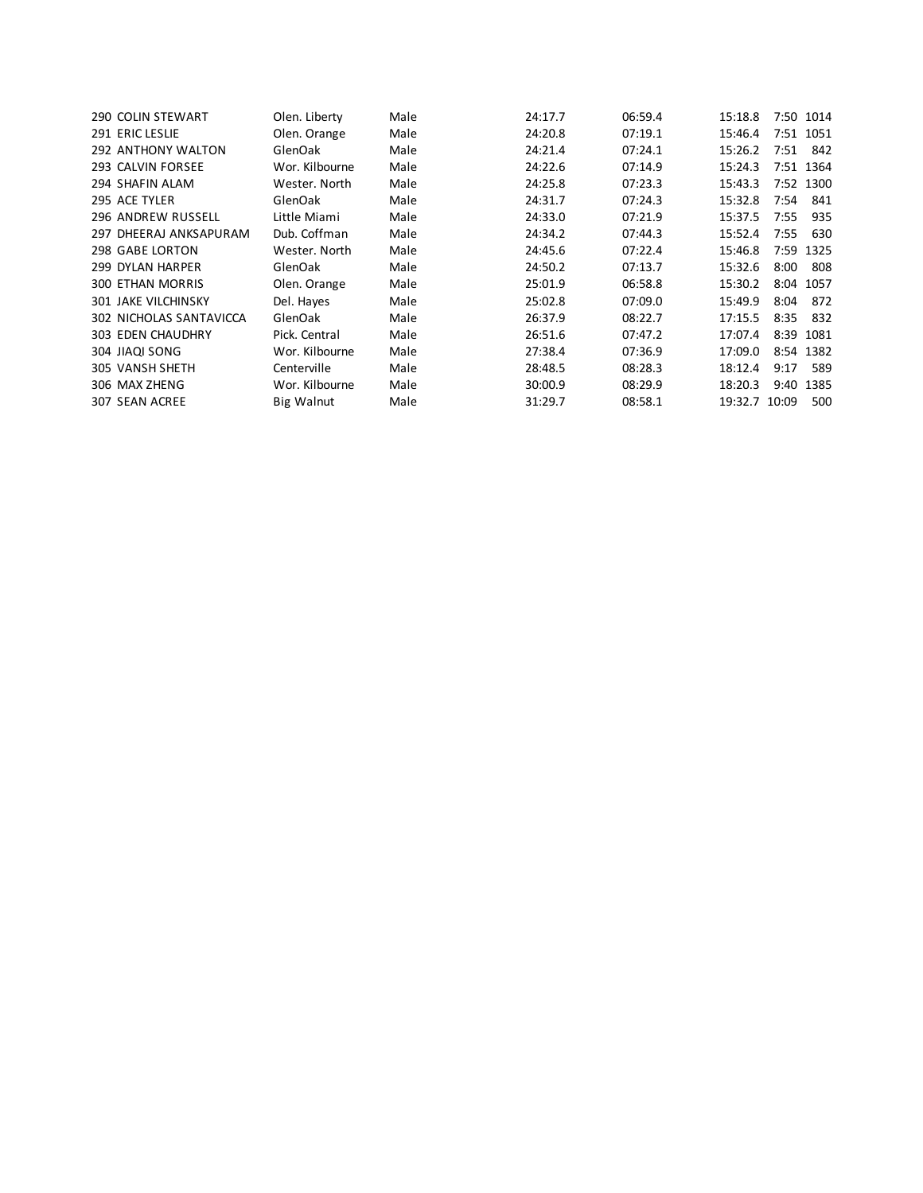| | | | | | | | | |
|---|---|---|---|---|---|---|---|---|
| 290 | COLIN STEWART | Olen. Liberty | Male | 24:17.7 | 06:59.4 | 15:18.8 | 7:50 | 1014 |
| 291 | ERIC LESLIE | Olen. Orange | Male | 24:20.8 | 07:19.1 | 15:46.4 | 7:51 | 1051 |
| 292 | ANTHONY WALTON | GlenOak | Male | 24:21.4 | 07:24.1 | 15:26.2 | 7:51 | 842 |
| 293 | CALVIN FORSEE | Wor. Kilbourne | Male | 24:22.6 | 07:14.9 | 15:24.3 | 7:51 | 1364 |
| 294 | SHAFIN ALAM | Wester. North | Male | 24:25.8 | 07:23.3 | 15:43.3 | 7:52 | 1300 |
| 295 | ACE TYLER | GlenOak | Male | 24:31.7 | 07:24.3 | 15:32.8 | 7:54 | 841 |
| 296 | ANDREW RUSSELL | Little Miami | Male | 24:33.0 | 07:21.9 | 15:37.5 | 7:55 | 935 |
| 297 | DHEERAJ ANKSAPURAM | Dub. Coffman | Male | 24:34.2 | 07:44.3 | 15:52.4 | 7:55 | 630 |
| 298 | GABE LORTON | Wester. North | Male | 24:45.6 | 07:22.4 | 15:46.8 | 7:59 | 1325 |
| 299 | DYLAN HARPER | GlenOak | Male | 24:50.2 | 07:13.7 | 15:32.6 | 8:00 | 808 |
| 300 | ETHAN MORRIS | Olen. Orange | Male | 25:01.9 | 06:58.8 | 15:30.2 | 8:04 | 1057 |
| 301 | JAKE VILCHINSKY | Del. Hayes | Male | 25:02.8 | 07:09.0 | 15:49.9 | 8:04 | 872 |
| 302 | NICHOLAS SANTAVICCA | GlenOak | Male | 26:37.9 | 08:22.7 | 17:15.5 | 8:35 | 832 |
| 303 | EDEN CHAUDHRY | Pick. Central | Male | 26:51.6 | 07:47.2 | 17:07.4 | 8:39 | 1081 |
| 304 | JIAQI SONG | Wor. Kilbourne | Male | 27:38.4 | 07:36.9 | 17:09.0 | 8:54 | 1382 |
| 305 | VANSH SHETH | Centerville | Male | 28:48.5 | 08:28.3 | 18:12.4 | 9:17 | 589 |
| 306 | MAX ZHENG | Wor. Kilbourne | Male | 30:00.9 | 08:29.9 | 18:20.3 | 9:40 | 1385 |
| 307 | SEAN ACREE | Big Walnut | Male | 31:29.7 | 08:58.1 | 19:32.7 | 10:09 | 500 |